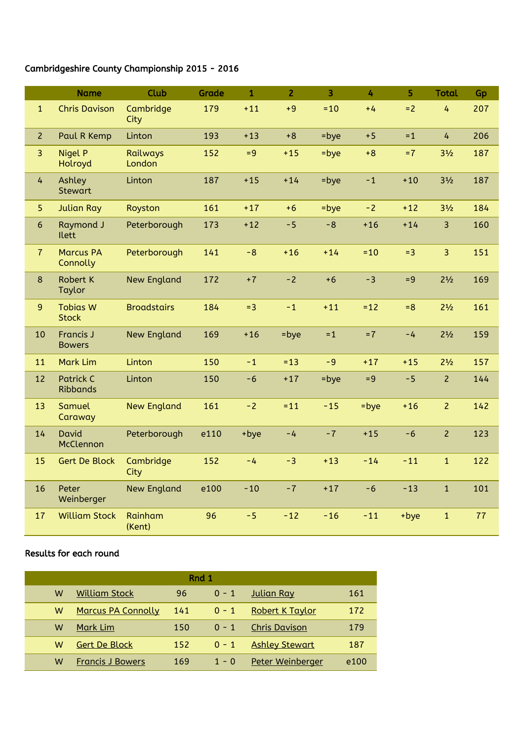Cambridgeshire County Championship 2015 - 2016

| | Name | Club | Grade | 1 | 2 | 3 | 4 | 5 | Total | Gp |
|---|---|---|---|---|---|---|---|---|---|---|
| 1 | Chris Davison | Cambridge City | 179 | +11 | +9 | =10 | +4 | =2 | 4 | 207 |
| 2 | Paul R Kemp | Linton | 193 | +13 | +8 | =bye | +5 | =1 | 4 | 206 |
| 3 | Nigel P Holroyd | Railways London | 152 | =9 | +15 | =bye | +8 | =7 | 3½ | 187 |
| 4 | Ashley Stewart | Linton | 187 | +15 | +14 | =bye | -1 | +10 | 3½ | 187 |
| 5 | Julian Ray | Royston | 161 | +17 | +6 | =bye | -2 | +12 | 3½ | 184 |
| 6 | Raymond J Ilett | Peterborough | 173 | +12 | -5 | -8 | +16 | +14 | 3 | 160 |
| 7 | Marcus PA Connolly | Peterborough | 141 | -8 | +16 | +14 | =10 | =3 | 3 | 151 |
| 8 | Robert K Taylor | New England | 172 | +7 | -2 | +6 | -3 | =9 | 2½ | 169 |
| 9 | Tobias W Stock | Broadstairs | 184 | =3 | -1 | +11 | =12 | =8 | 2½ | 161 |
| 10 | Francis J Bowers | New England | 169 | +16 | =bye | =1 | =7 | -4 | 2½ | 159 |
| 11 | Mark Lim | Linton | 150 | -1 | =13 | -9 | +17 | +15 | 2½ | 157 |
| 12 | Patrick C Ribbands | Linton | 150 | -6 | +17 | =bye | =9 | -5 | 2 | 144 |
| 13 | Samuel Caraway | New England | 161 | -2 | =11 | -15 | =bye | +16 | 2 | 142 |
| 14 | David McClennon | Peterborough | e110 | +bye | -4 | -7 | +15 | -6 | 2 | 123 |
| 15 | Gert De Block | Cambridge City | 152 | -4 | -3 | +13 | -14 | -11 | 1 | 122 |
| 16 | Peter Weinberger | New England | e100 | -10 | -7 | +17 | -6 | -13 | 1 | 101 |
| 17 | William Stock | Rainham (Kent) | 96 | -5 | -12 | -16 | -11 | +bye | 1 | 77 |

Results for each round

| Rnd 1 | | | | | |
|---|---|---|---|---|---|
| W | William Stock | 96 | 0 - 1 | Julian Ray | 161 |
| W | Marcus PA Connolly | 141 | 0 - 1 | Robert K Taylor | 172 |
| W | Mark Lim | 150 | 0 - 1 | Chris Davison | 179 |
| W | Gert De Block | 152 | 0 - 1 | Ashley Stewart | 187 |
| W | Francis J Bowers | 169 | 1 - 0 | Peter Weinberger | e100 |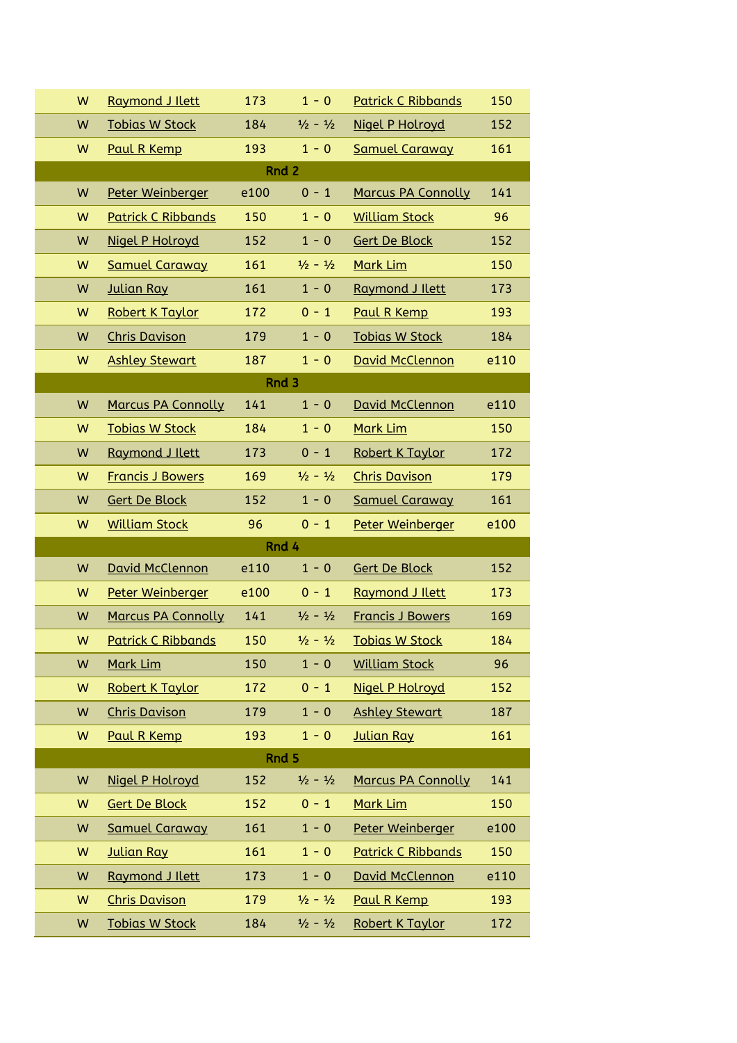| | | | | | |
|---|---|---|---|---|---|
| W | Raymond J Ilett | 173 | 1 - 0 | Patrick C Ribbands | 150 |
| W | Tobias W Stock | 184 | ½ - ½ | Nigel P Holroyd | 152 |
| W | Paul R Kemp | 193 | 1 - 0 | Samuel Caraway | 161 |
| | | | **Rnd 2** | | |
| W | Peter Weinberger | e100 | 0 - 1 | Marcus PA Connolly | 141 |
| W | Patrick C Ribbands | 150 | 1 - 0 | William Stock | 96 |
| W | Nigel P Holroyd | 152 | 1 - 0 | Gert De Block | 152 |
| W | Samuel Caraway | 161 | ½ - ½ | Mark Lim | 150 |
| W | Julian Ray | 161 | 1 - 0 | Raymond J Ilett | 173 |
| W | Robert K Taylor | 172 | 0 - 1 | Paul R Kemp | 193 |
| W | Chris Davison | 179 | 1 - 0 | Tobias W Stock | 184 |
| W | Ashley Stewart | 187 | 1 - 0 | David McClennon | e110 |
| | | | **Rnd 3** | | |
| W | Marcus PA Connolly | 141 | 1 - 0 | David McClennon | e110 |
| W | Tobias W Stock | 184 | 1 - 0 | Mark Lim | 150 |
| W | Raymond J Ilett | 173 | 0 - 1 | Robert K Taylor | 172 |
| W | Francis J Bowers | 169 | ½ - ½ | Chris Davison | 179 |
| W | Gert De Block | 152 | 1 - 0 | Samuel Caraway | 161 |
| W | William Stock | 96 | 0 - 1 | Peter Weinberger | e100 |
| | | | **Rnd 4** | | |
| W | David McClennon | e110 | 1 - 0 | Gert De Block | 152 |
| W | Peter Weinberger | e100 | 0 - 1 | Raymond J Ilett | 173 |
| W | Marcus PA Connolly | 141 | ½ - ½ | Francis J Bowers | 169 |
| W | Patrick C Ribbands | 150 | ½ - ½ | Tobias W Stock | 184 |
| W | Mark Lim | 150 | 1 - 0 | William Stock | 96 |
| W | Robert K Taylor | 172 | 0 - 1 | Nigel P Holroyd | 152 |
| W | Chris Davison | 179 | 1 - 0 | Ashley Stewart | 187 |
| W | Paul R Kemp | 193 | 1 - 0 | Julian Ray | 161 |
| | | | **Rnd 5** | | |
| W | Nigel P Holroyd | 152 | ½ - ½ | Marcus PA Connolly | 141 |
| W | Gert De Block | 152 | 0 - 1 | Mark Lim | 150 |
| W | Samuel Caraway | 161 | 1 - 0 | Peter Weinberger | e100 |
| W | Julian Ray | 161 | 1 - 0 | Patrick C Ribbands | 150 |
| W | Raymond J Ilett | 173 | 1 - 0 | David McClennon | e110 |
| W | Chris Davison | 179 | ½ - ½ | Paul R Kemp | 193 |
| W | Tobias W Stock | 184 | ½ - ½ | Robert K Taylor | 172 |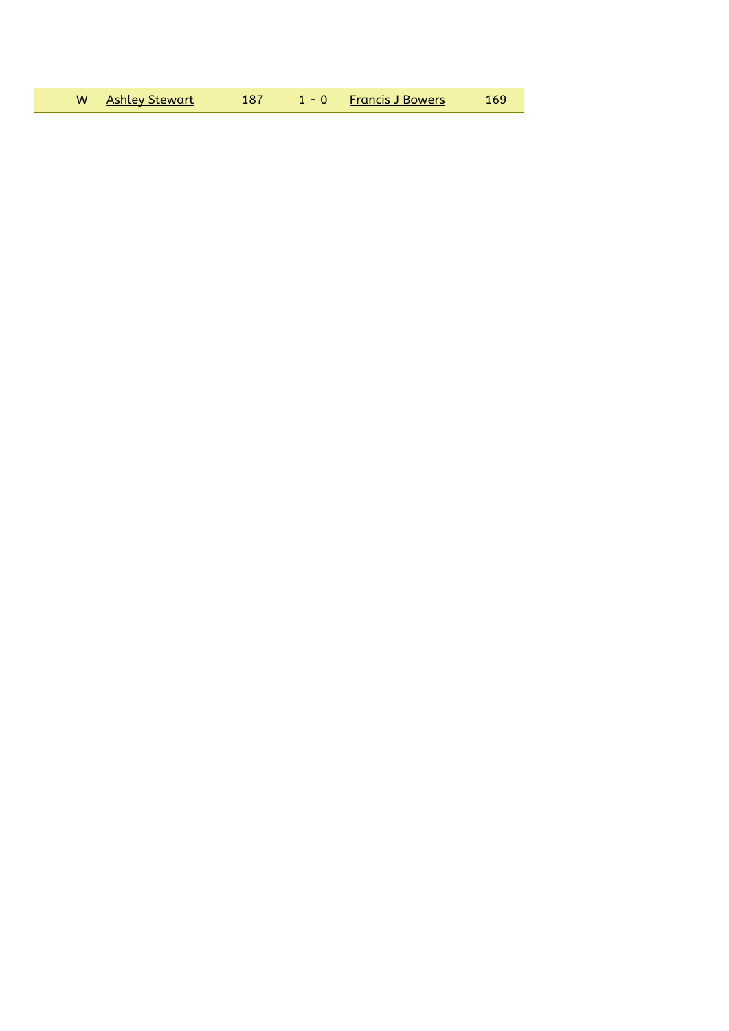| | | | | | |
|---|---|---|---|---|---|
| W | Ashley Stewart | 187 | 1 - 0 | Francis J Bowers | 169 |